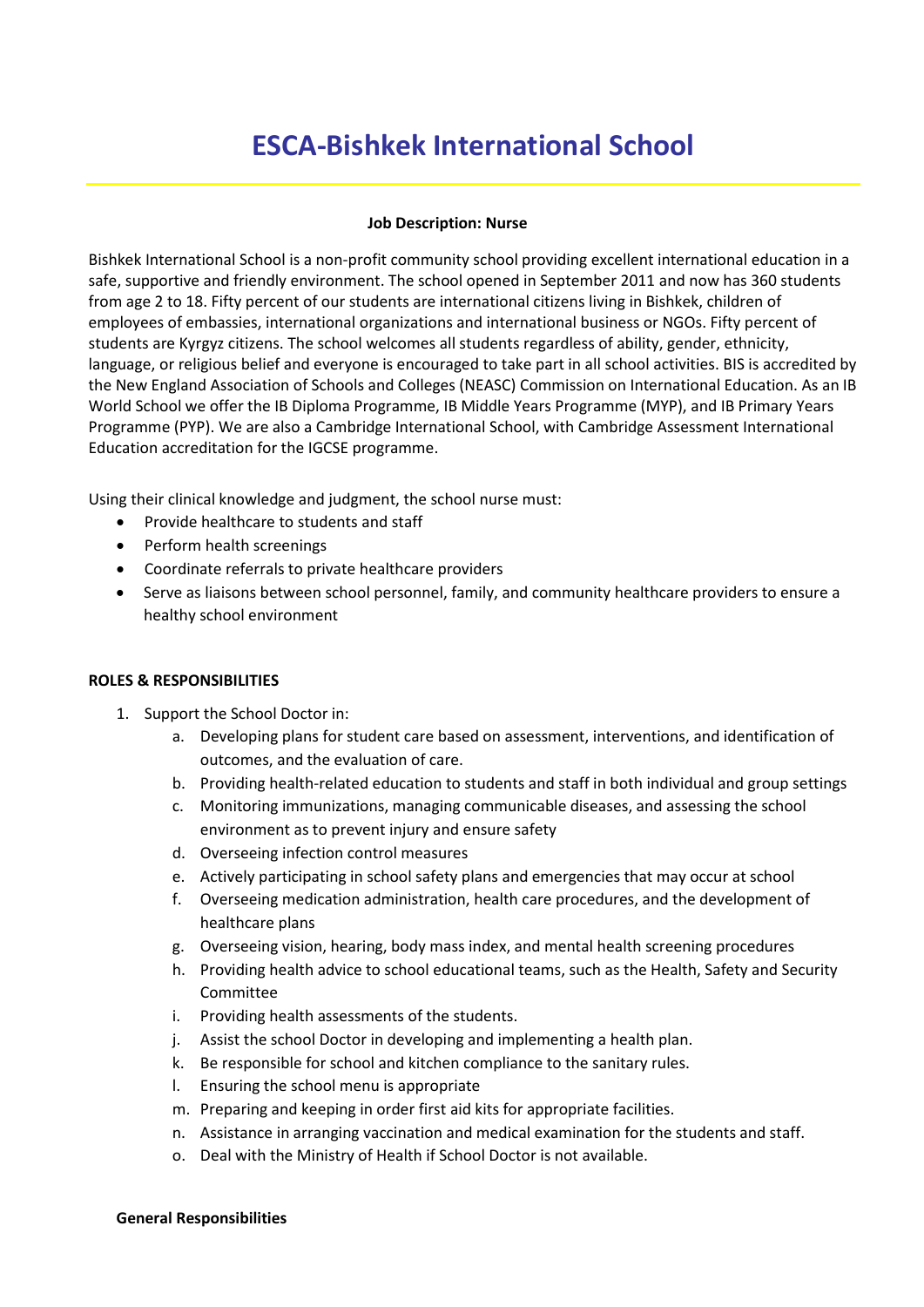# ESCA-Bishkek International School

**Job Description: Nurse**

Bishkek International School is a non-profit community school providing excellent international education in a safe, supportive and friendly environment. The school opened in September 2011 and now has 360 students from age 2 to 18. Fifty percent of our students are international citizens living in Bishkek, children of employees of embassies, international organizations and international business or NGOs. Fifty percent of students are Kyrgyz citizens. The school welcomes all students regardless of ability, gender, ethnicity, language, or religious belief and everyone is encouraged to take part in all school activities. BIS is accredited by the New England Association of Schools and Colleges (NEASC) Commission on International Education. As an IB World School we offer the IB Diploma Programme, IB Middle Years Programme (MYP), and IB Primary Years Programme (PYP). We are also a Cambridge International School, with Cambridge Assessment International Education accreditation for the IGCSE programme.

Using their clinical knowledge and judgment, the school nurse must:

- Provide healthcare to students and staff
- Perform health screenings
- Coordinate referrals to private healthcare providers
- Serve as liaisons between school personnel, family, and community healthcare providers to ensure a healthy school environment

**ROLES & RESPONSIBILITIES**

1. Support the School Doctor in:
   a. Developing plans for student care based on assessment, interventions, and identification of outcomes, and the evaluation of care.
   b. Providing health-related education to students and staff in both individual and group settings
   c. Monitoring immunizations, managing communicable diseases, and assessing the school environment as to prevent injury and ensure safety
   d. Overseeing infection control measures
   e. Actively participating in school safety plans and emergencies that may occur at school
   f. Overseeing medication administration, health care procedures, and the development of healthcare plans
   g. Overseeing vision, hearing, body mass index, and mental health screening procedures
   h. Providing health advice to school educational teams, such as the Health, Safety and Security Committee
   i. Providing health assessments of the students.
   j. Assist the school Doctor in developing and implementing a health plan.
   k. Be responsible for school and kitchen compliance to the sanitary rules.
   l. Ensuring the school menu is appropriate
   m. Preparing and keeping in order first aid kits for appropriate facilities.
   n. Assistance in arranging vaccination and medical examination for the students and staff.
   o. Deal with the Ministry of Health if School Doctor is not available.

**General Responsibilities**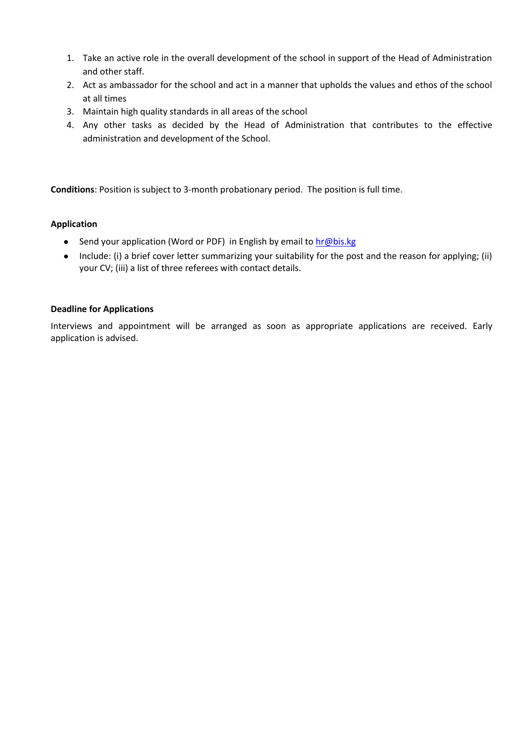1. Take an active role in the overall development of the school in support of the Head of Administration and other staff.
2. Act as ambassador for the school and act in a manner that upholds the values and ethos of the school at all times
3. Maintain high quality standards in all areas of the school
4. Any other tasks as decided by the Head of Administration that contributes to the effective administration and development of the School.

**Conditions**: Position is subject to 3-month probationary period. The position is full time.

**Application**

- Send your application (Word or PDF) in English by email to hr@bis.kg
- Include: (i) a brief cover letter summarizing your suitability for the post and the reason for applying; (ii) your CV; (iii) a list of three referees with contact details.

**Deadline for Applications**

Interviews and appointment will be arranged as soon as appropriate applications are received. Early application is advised.